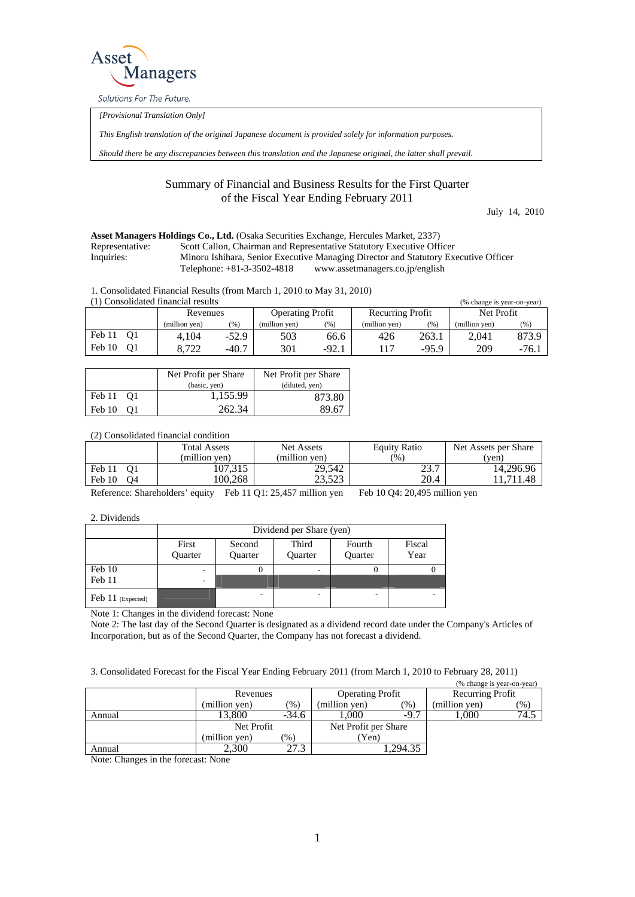Asset Managers

Solutions For The Future.

*[Provisional Translation Only]*

*This English translation of the original Japanese document is provided solely for information purposes.*

*Should there be any discrepancies between this translation and the Japanese original, the latter shall prevail.*

# Summary of Financial and Business Results for the First Quarter of the Fiscal Year Ending February 2011

July 14, 2010

**Asset Managers Holdings Co., Ltd.** (Osaka Securities Exchange, Hercules Market, 2337)

Representative: Scott Callon, Chairman and Representative Statutory Executive Officer

Inquiries: Minoru Ishihara, Senior Executive Managing Director and Statutory Executive Officer
Telephone: +81-3-3502-4818 www.assetmanagers.co.jp/english

1. Consolidated Financial Results (from March 1, 2010 to May 31, 2010)

(1) Consolidated financial results (% change is year-on-year)

| | Revenues | | Operating Profit | | Recurring Profit | | Net Profit | |
|---|---|---|---|---|---|---|---|---|
| | (million yen) | (%) | (million yen) | (%) | (million yen) | (%) | (million yen) | (%) |
| Feb 11 Q1 | 4,104 | -52.9 | 503 | 66.6 | 426 | 263.1 | 2,041 | 873.9 |
| Feb 10 Q1 | 8,722 | -40.7 | 301 | -92.1 | 117 | -95.9 | 209 | -76.1 |

| | Net Profit per Share (basic, yen) | Net Profit per Share (diluted, yen) |
|---|---|---|
| Feb 11 Q1 | 1,155.99 | 873.80 |
| Feb 10 Q1 | 262.34 | 89.67 |

(2) Consolidated financial condition

| | Total Assets (million yen) | Net Assets (million yen) | Equity Ratio (%) | Net Assets per Share (yen) |
|---|---|---|---|---|
| Feb 11 Q1 | 107,315 | 29,542 | 23.7 | 14,296.96 |
| Feb 10 Q4 | 100,268 | 23,523 | 20.4 | 11,711.48 |

Reference: Shareholders' equity Feb 11 Q1: 25,457 million yen Feb 10 Q4: 20,495 million yen

2. Dividends

| | Dividend per Share (yen) | | | | |
|---|---|---|---|---|---|
| | First Quarter | Second Quarter | Third Quarter | Fourth Quarter | Fiscal Year |
| Feb 10 | - | 0 | - | 0 | 0 |
| Feb 11 | - | | | | |
| Feb 11 (Expected) | | - | - | - | - |

Note 1: Changes in the dividend forecast: None

Note 2: The last day of the Second Quarter is designated as a dividend record date under the Company's Articles of Incorporation, but as of the Second Quarter, the Company has not forecast a dividend.

3. Consolidated Forecast for the Fiscal Year Ending February 2011 (from March 1, 2010 to February 28, 2011)

(% change is year-on-year)

| | Revenues | | Operating Profit | | Recurring Profit | |
|---|---|---|---|---|---|---|
| | (million yen) | (%) | (million yen) | (%) | (million yen) | (%) |
| Annual | 13,800 | -34.6 | 1,000 | -9.7 | 1,000 | 74.5 |
| | Net Profit | | Net Profit per Share | | | |
| | (million yen) | (%) | (Yen) | | | |
| Annual | 2,300 | 27.3 | 1,294.35 | | | |

Note: Changes in the forecast: None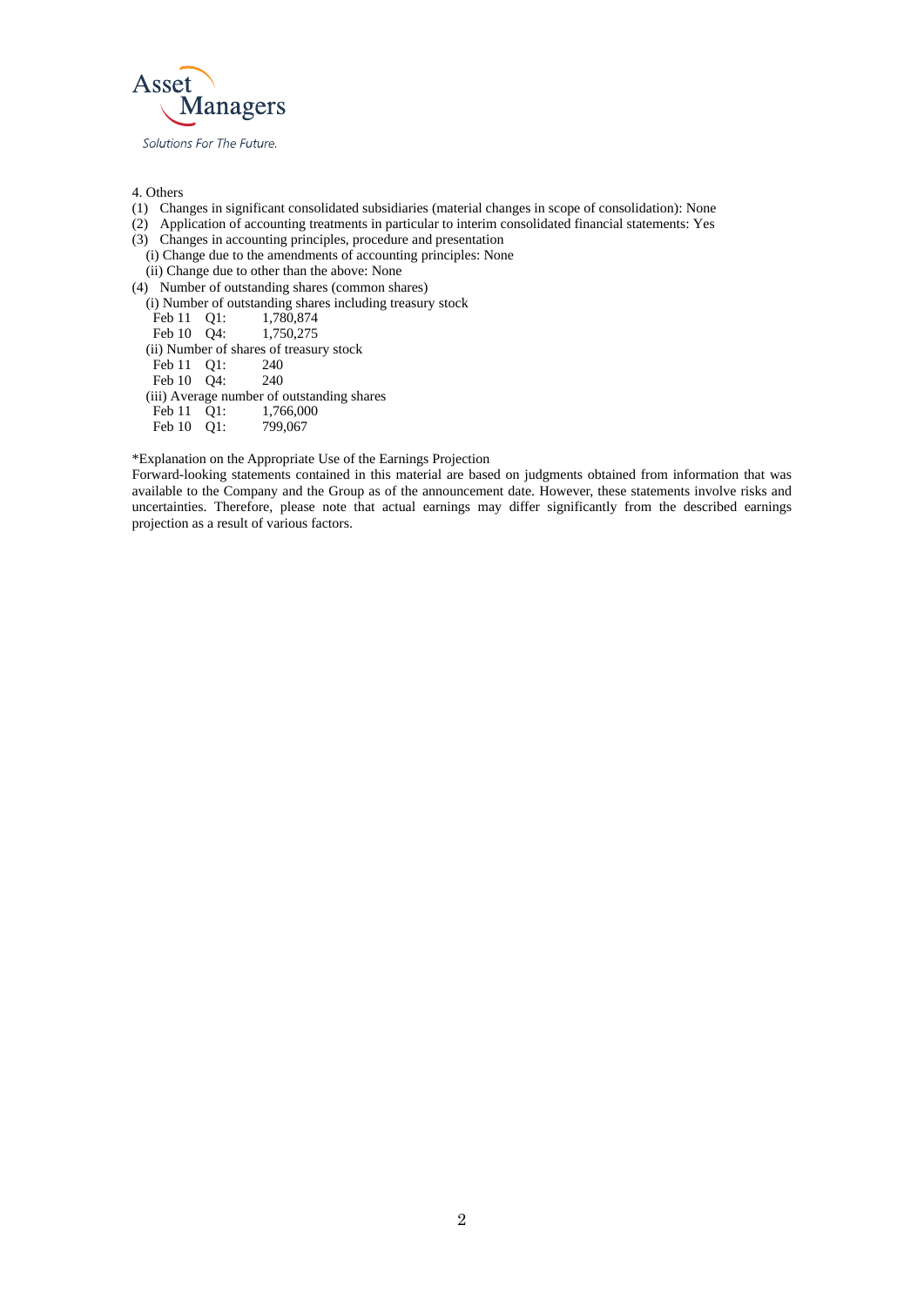4. Others

(1) Changes in significant consolidated subsidiaries (material changes in scope of consolidation): None

(2) Application of accounting treatments in particular to interim consolidated financial statements: Yes

(3) Changes in accounting principles, procedure and presentation

(i) Change due to the amendments of accounting principles: None

(ii) Change due to other than the above: None

(4) Number of outstanding shares (common shares)

(i) Number of outstanding shares including treasury stock

| | | |
|---|---|---|
| Feb 11 | Q1: | 1,780,874 |
| Feb 10 | Q4: | 1,750,275 |

(ii) Number of shares of treasury stock

| | | |
|---|---|---|
| Feb 11 | Q1: | 240 |
| Feb 10 | Q4: | 240 |

(iii) Average number of outstanding shares

| | | |
|---|---|---|
| Feb 11 | Q1: | 1,766,000 |
| Feb 10 | Q1: | 799,067 |

*Explanation on the Appropriate Use of the Earnings Projection

Forward-looking statements contained in this material are based on judgments obtained from information that was available to the Company and the Group as of the announcement date. However, these statements involve risks and uncertainties. Therefore, please note that actual earnings may differ significantly from the described earnings projection as a result of various factors.